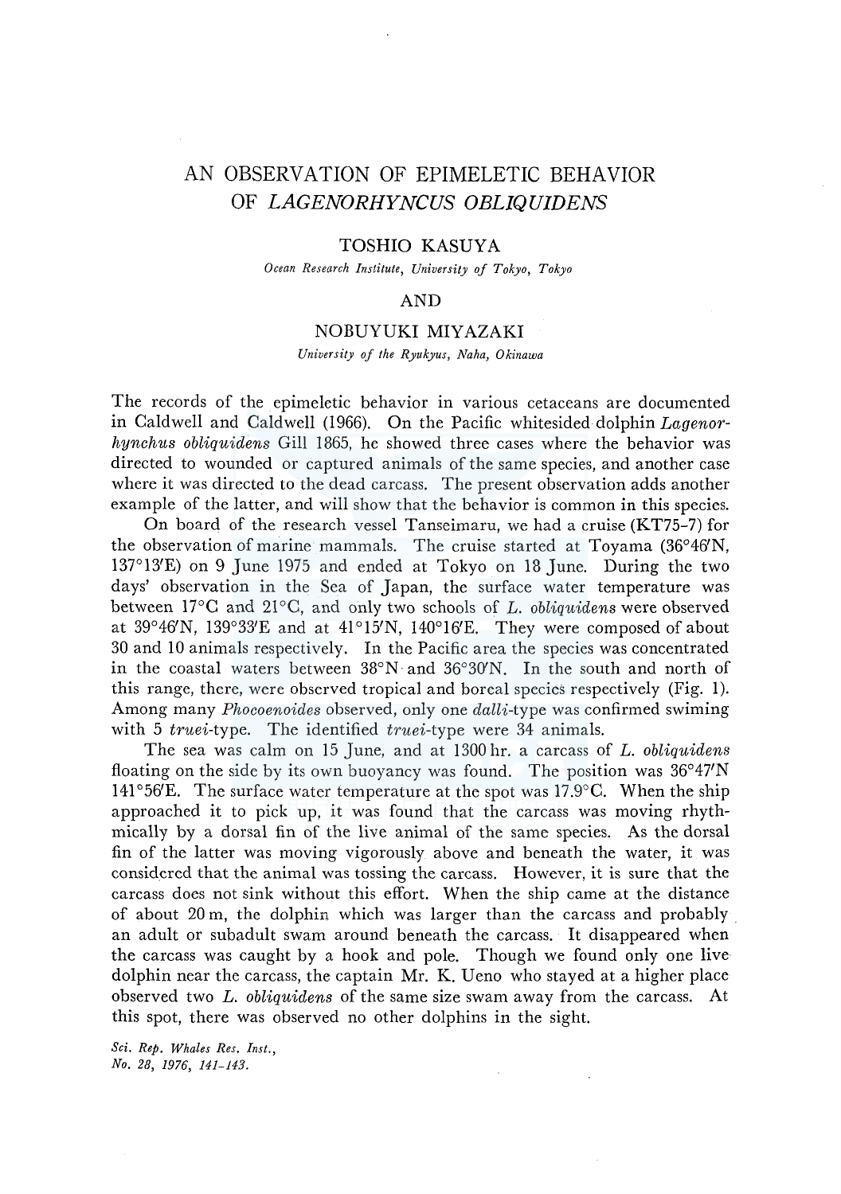# AN OBSERVATION OF EPIMELETIC BEHAVIOR OF *LAGENORHYNCUS OBLIQUIDENS*

TOSHIO KASUYA

*Ocean Research Institute, University of Tokyo, Tokyo*

AND

NOBUYUKI MIYAZAKI

*University of the Ryukyus, Naha, Okinawa*

The records of the epimeletic behavior in various cetaceans are documented in Caldwell and Caldwell (1966). On the Pacific whitesided dolphin *Lagenorhynchus obliquidens* Gill 1865, he showed three cases where the behavior was directed to wounded or captured animals of the same species, and another case where it was directed to the dead carcass. The present observation adds another example of the latter, and will show that the behavior is common in this species.

On board of the research vessel Tanseimaru, we had a cruise (KT75-7) for the observation of marine mammals. The cruise started at Toyama (36°46'N, 137°13'E) on 9 June 1975 and ended at Tokyo on 18 June. During the two days' observation in the Sea of Japan, the surface water temperature was between 17°C and 21°C, and only two schools of *L. obliquidens* were observed at 39°46'N, 139°33'E and at 41°15'N, 140°16'E. They were composed of about 30 and 10 animals respectively. In the Pacific area the species was concentrated in the coastal waters between 38°N and 36°30'N. In the south and north of this range, there, were observed tropical and boreal species respectively (Fig. 1). Among many *Phocoenoides* observed, only one *dalli*-type was confirmed swiming with 5 *truei*-type. The identified *truei*-type were 34 animals.

The sea was calm on 15 June, and at 1300 hr. a carcass of *L. obliquidens* floating on the side by its own buoyancy was found. The position was 36°47'N 141°56'E. The surface water temperature at the spot was 17.9°C. When the ship approached it to pick up, it was found that the carcass was moving rhythmically by a dorsal fin of the live animal of the same species. As the dorsal fin of the latter was moving vigorously above and beneath the water, it was considered that the animal was tossing the carcass. However, it is sure that the carcass does not sink without this effort. When the ship came at the distance of about 20 m, the dolphin which was larger than the carcass and probably an adult or subadult swam around beneath the carcass. It disappeared when the carcass was caught by a hook and pole. Though we found only one live dolphin near the carcass, the captain Mr. K. Ueno who stayed at a higher place observed two *L. obliquidens* of the same size swam away from the carcass. At this spot, there was observed no other dolphins in the sight.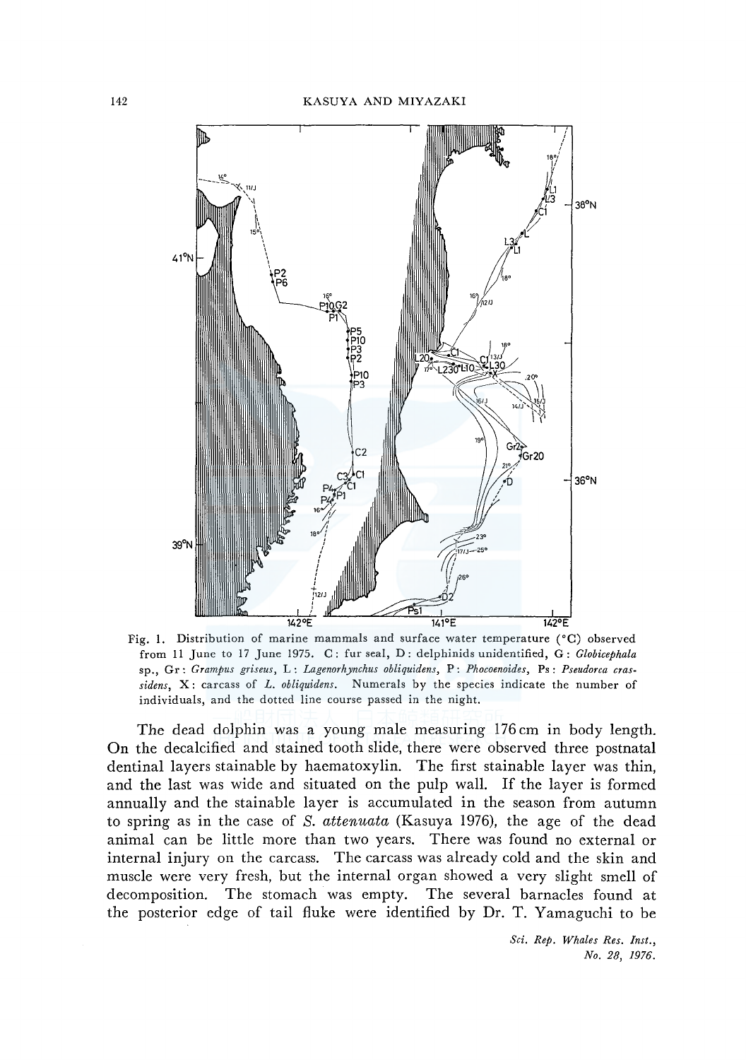Fig. 1. Distribution of marine mammals and surface water temperature (°C) observed from 11 June to 17 June 1975. C: fur seal, D: delphinids unidentified, G: *Globicephala* sp., Gr: *Grampus griseus*, L: *Lagenorhynchus obliquidens*, P: *Phocoenoides*, Ps: *Pseudorca crassidens*, X: carcass of *L. obliquidens*. Numerals by the species indicate the number of individuals, and the dotted line course passed in the night.

The dead dolphin was a young male measuring 176 cm in body length. On the decalcified and stained tooth slide, there were observed three postnatal dentinal layers stainable by haematoxylin. The first stainable layer was thin, and the last was wide and situated on the pulp wall. If the layer is formed annually and the stainable layer is accumulated in the season from autumn to spring as in the case of *S. attenuata* (Kasuya 1976), the age of the dead animal can be little more than two years. There was found no external or internal injury on the carcass. The carcass was already cold and the skin and muscle were very fresh, but the internal organ showed a very slight smell of decomposition. The stomach was empty. The several barnacles found at the posterior edge of tail fluke were identified by Dr. T. Yamaguchi to be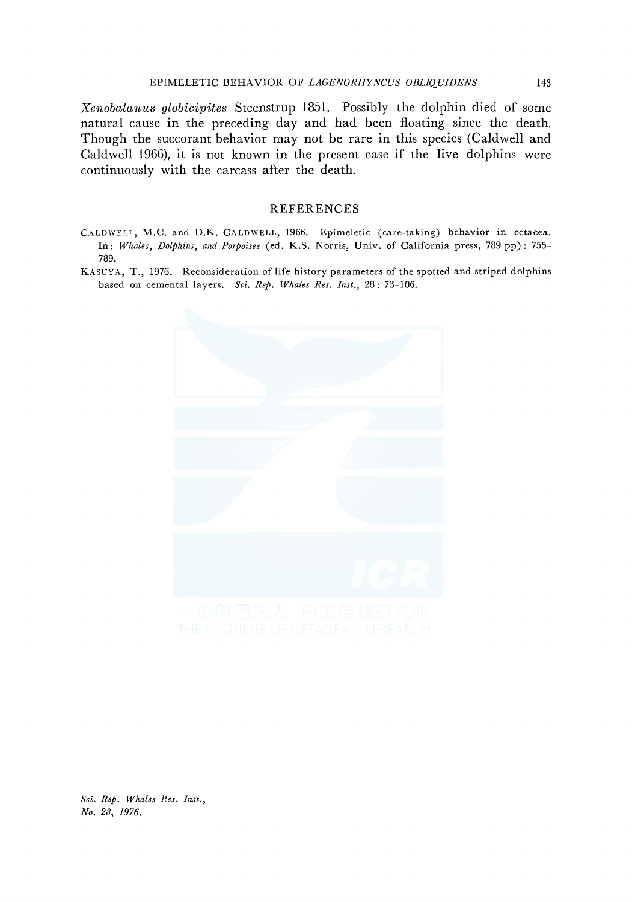*Xenobalanus globicipites* Steenstrup 1851. Possibly the dolphin died of some natural cause in the preceding day and had been floating since the death. Though the succorant behavior may not be rare in this species (Caldwell and Caldwell 1966), it is not known in the present case if the live dolphins were continuously with the carcass after the death.

## REFERENCES

CALDWELL, M.C. and D.K. CALDWELL, 1966. Epimeletic (care-taking) behavior in cetacea. In: *Whales, Dolphins, and Porpoises* (ed. K.S. Norris, Univ. of California press, 789 pp): 755–789.

KASUYA, T., 1976. Reconsideration of life history parameters of the spotted and striped dolphins based on cemental layers. *Sci. Rep. Whales Res. Inst.*, 28: 73–106.